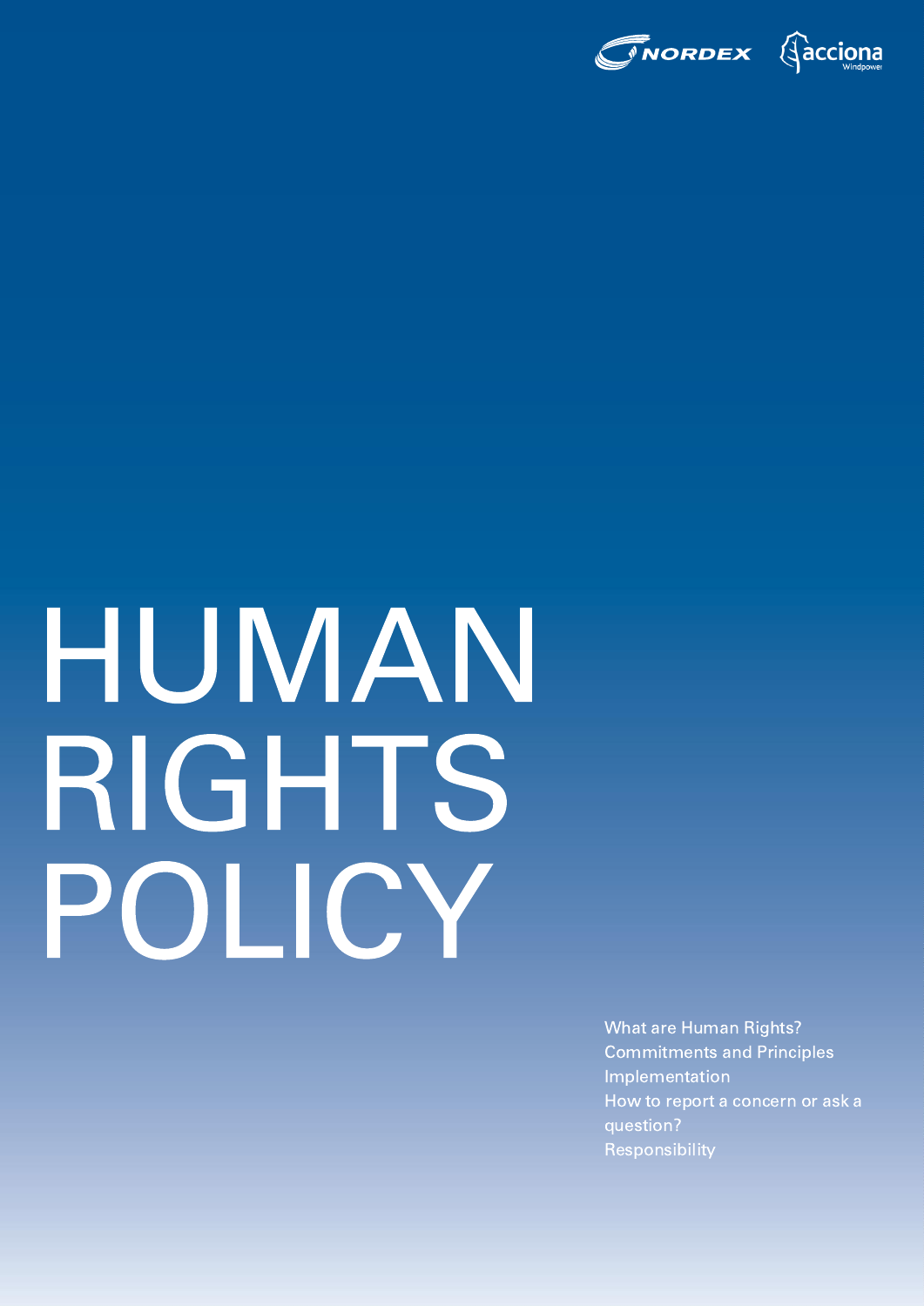NORDEX acciona Windpower

# HUMAN RIGHTS POLICY

What are Human Rights?
Commitments and Principles
Implementation
How to report a concern or ask a question?
Responsibility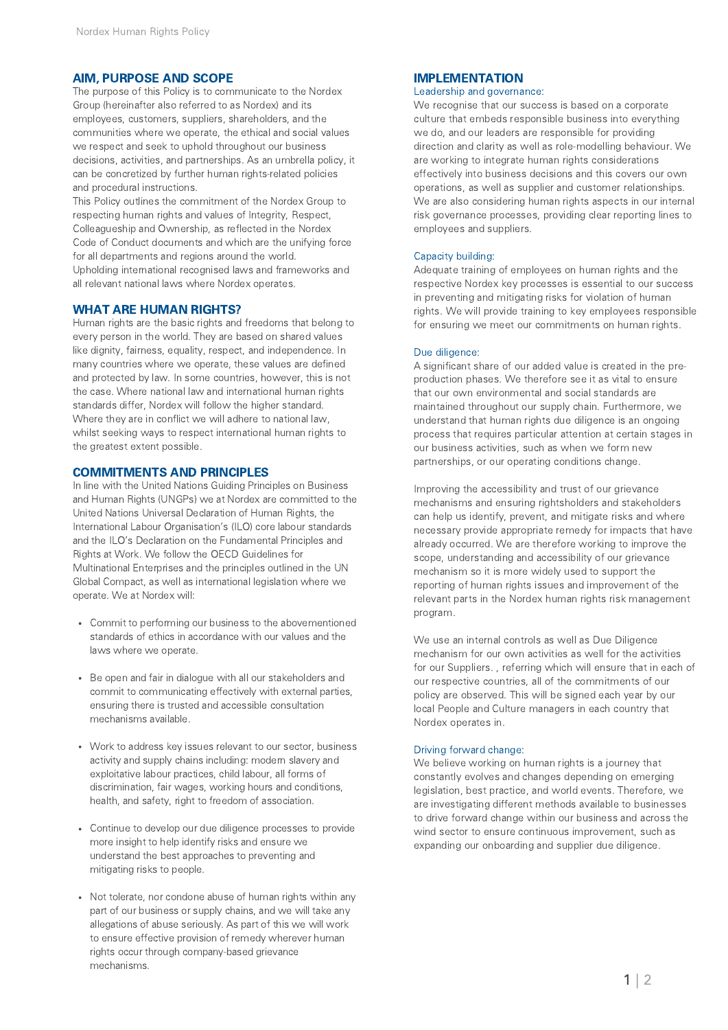## AIM, PURPOSE AND SCOPE

The purpose of this Policy is to communicate to the Nordex Group (hereinafter also referred to as Nordex) and its employees, customers, suppliers, shareholders, and the communities where we operate, the ethical and social values we respect and seek to uphold throughout our business decisions, activities, and partnerships. As an umbrella policy, it can be concretized by further human rights-related policies and procedural instructions.

This Policy outlines the commitment of the Nordex Group to respecting human rights and values of Integrity, Respect, Colleagueship and Ownership, as reflected in the Nordex Code of Conduct documents and which are the unifying force for all departments and regions around the world.

Upholding international recognised laws and frameworks and all relevant national laws where Nordex operates.

## WHAT ARE HUMAN RIGHTS?

Human rights are the basic rights and freedoms that belong to every person in the world. They are based on shared values like dignity, fairness, equality, respect, and independence. In many countries where we operate, these values are defined and protected by law. In some countries, however, this is not the case. Where national law and international human rights standards differ, Nordex will follow the higher standard. Where they are in conflict we will adhere to national law, whilst seeking ways to respect international human rights to the greatest extent possible.

## COMMITMENTS AND PRINCIPLES

In line with the United Nations Guiding Principles on Business and Human Rights (UNGPs) we at Nordex are committed to the United Nations Universal Declaration of Human Rights, the International Labour Organisation's (ILO) core labour standards and the ILO's Declaration on the Fundamental Principles and Rights at Work. We follow the OECD Guidelines for Multinational Enterprises and the principles outlined in the UN Global Compact, as well as international legislation where we operate. We at Nordex will:

- Commit to performing our business to the abovementioned standards of ethics in accordance with our values and the laws where we operate.
- Be open and fair in dialogue with all our stakeholders and commit to communicating effectively with external parties, ensuring there is trusted and accessible consultation mechanisms available.
- Work to address key issues relevant to our sector, business activity and supply chains including: modern slavery and exploitative labour practices, child labour, all forms of discrimination, fair wages, working hours and conditions, health, and safety, right to freedom of association.
- Continue to develop our due diligence processes to provide more insight to help identify risks and ensure we understand the best approaches to preventing and mitigating risks to people.
- Not tolerate, nor condone abuse of human rights within any part of our business or supply chains, and we will take any allegations of abuse seriously. As part of this we will work to ensure effective provision of remedy wherever human rights occur through company-based grievance mechanisms.

## IMPLEMENTATION

### Leadership and governance:

We recognise that our success is based on a corporate culture that embeds responsible business into everything we do, and our leaders are responsible for providing direction and clarity as well as role-modelling behaviour. We are working to integrate human rights considerations effectively into business decisions and this covers our own operations, as well as supplier and customer relationships. We are also considering human rights aspects in our internal risk governance processes, providing clear reporting lines to employees and suppliers.

### Capacity building:

Adequate training of employees on human rights and the respective Nordex key processes is essential to our success in preventing and mitigating risks for violation of human rights. We will provide training to key employees responsible for ensuring we meet our commitments on human rights.

### Due diligence:

A significant share of our added value is created in the pre-production phases. We therefore see it as vital to ensure that our own environmental and social standards are maintained throughout our supply chain. Furthermore, we understand that human rights due diligence is an ongoing process that requires particular attention at certain stages in our business activities, such as when we form new partnerships, or our operating conditions change.

Improving the accessibility and trust of our grievance mechanisms and ensuring rightsholders and stakeholders can help us identify, prevent, and mitigate risks and where necessary provide appropriate remedy for impacts that have already occurred. We are therefore working to improve the scope, understanding and accessibility of our grievance mechanism so it is more widely used to support the reporting of human rights issues and improvement of the relevant parts in the Nordex human rights risk management program.

We use an internal controls as well as Due Diligence mechanism for our own activities as well for the activities for our Suppliers. , referring which will ensure that in each of our respective countries, all of the commitments of our policy are observed. This will be signed each year by our local People and Culture managers in each country that Nordex operates in.

### Driving forward change:

We believe working on human rights is a journey that constantly evolves and changes depending on emerging legislation, best practice, and world events. Therefore, we are investigating different methods available to businesses to drive forward change within our business and across the wind sector to ensure continuous improvement, such as expanding our onboarding and supplier due diligence.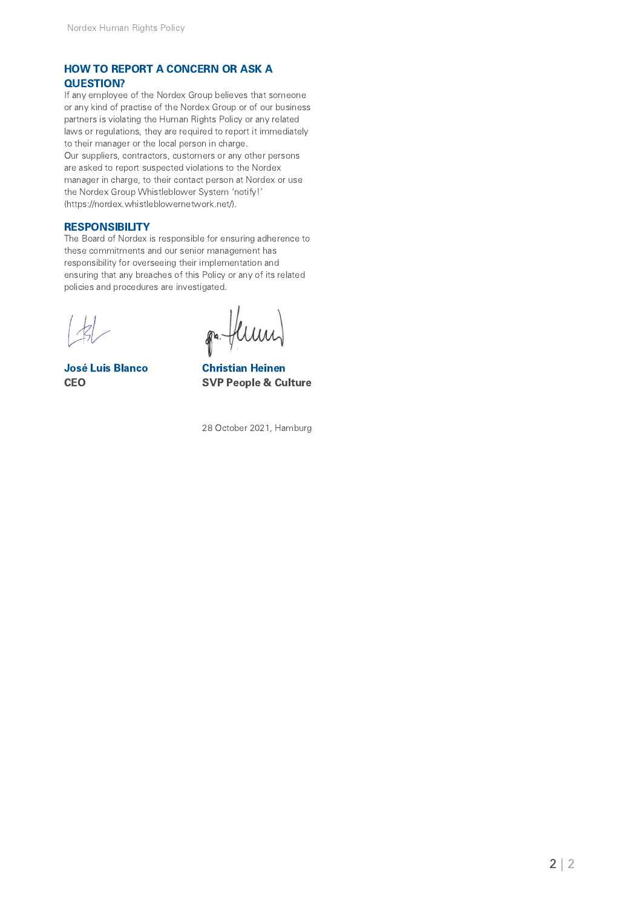## HOW TO REPORT A CONCERN OR ASK A QUESTION?

If any employee of the Nordex Group believes that someone or any kind of practise of the Nordex Group or of our business partners is violating the Human Rights Policy or any related laws or regulations, they are required to report it immediately to their manager or the local person in charge.
Our suppliers, contractors, customers or any other persons are asked to report suspected violations to the Nordex manager in charge, to their contact person at Nordex or use the Nordex Group Whistleblower System 'notify!' (https://nordex.whistleblowernetwork.net/).

## RESPONSIBILITY

The Board of Nordex is responsible for ensuring adherence to these commitments and our senior management has responsibility for overseeing their implementation and ensuring that any breaches of this Policy or any of its related policies and procedures are investigated.

**José Luis Blanco**
**CEO**

**Christian Heinen**
**SVP People & Culture**

28 October 2021, Hamburg